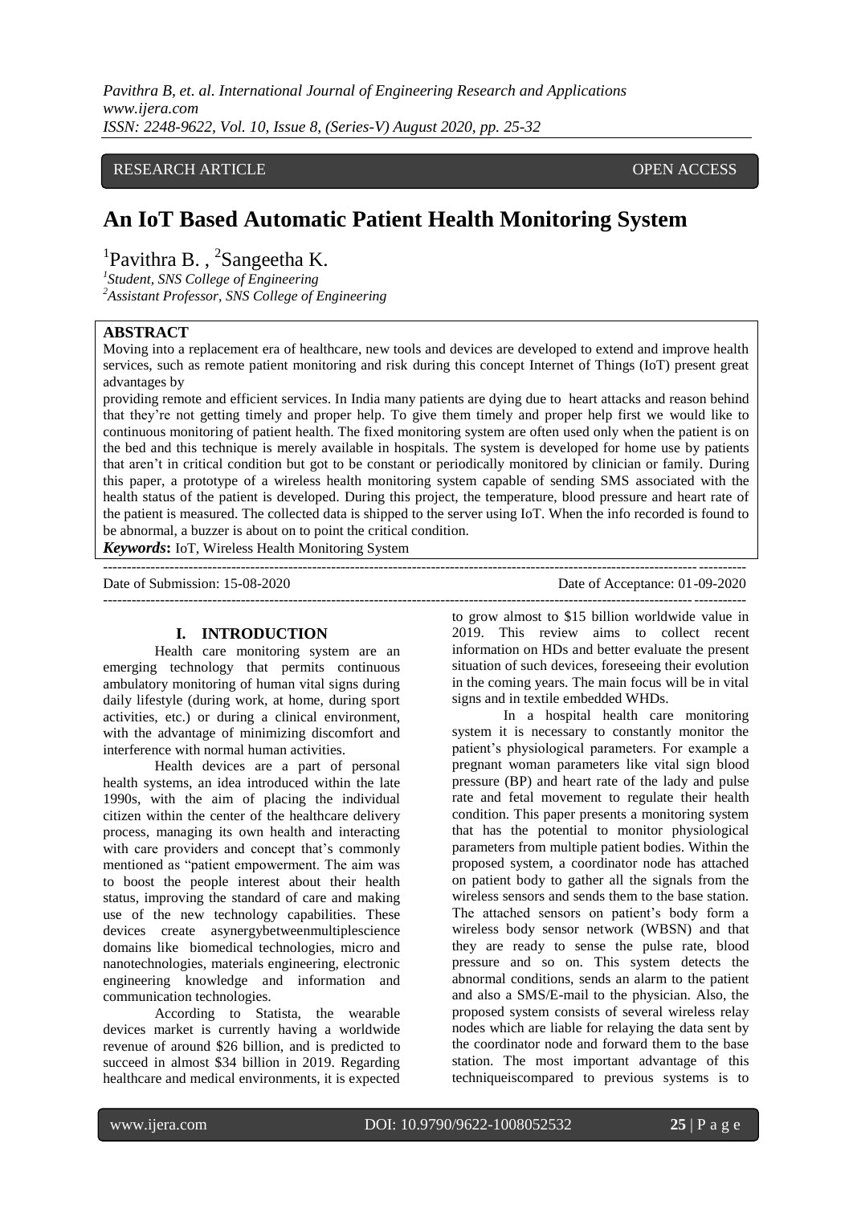RESEARCH ARTICLE OPEN ACCESS

# An IoT Based Automatic Patient Health Monitoring System

[1]Pavithra B. , [2]Sangeetha K.

[1]*Student, SNS College of Engineering*
[2]*Assistant Professor, SNS College of Engineering*

## ABSTRACT

Moving into a replacement era of healthcare, new tools and devices are developed to extend and improve health services, such as remote patient monitoring and risk during this concept Internet of Things (IoT) present great advantages by

providing remote and efficient services. In India many patients are dying due to heart attacks and reason behind that they're not getting timely and proper help. To give them timely and proper help first we would like to continuous monitoring of patient health. The fixed monitoring system are often used only when the patient is on the bed and this technique is merely available in hospitals. The system is developed for home use by patients that aren't in critical condition but got to be constant or periodically monitored by clinician or family. During this paper, a prototype of a wireless health monitoring system capable of sending SMS associated with the health status of the patient is developed. During this project, the temperature, blood pressure and heart rate of the patient is measured. The collected data is shipped to the server using IoT. When the info recorded is found to be abnormal, a buzzer is about on to point the critical condition.

***Keywords*:** IoT, Wireless Health Monitoring System

---

Date of Submission: 15-08-2020 Date of Acceptance: 01-09-2020

---

## I. INTRODUCTION

Health care monitoring system are an emerging technology that permits continuous ambulatory monitoring of human vital signs during daily lifestyle (during work, at home, during sport activities, etc.) or during a clinical environment, with the advantage of minimizing discomfort and interference with normal human activities.

Health devices are a part of personal health systems, an idea introduced within the late 1990s, with the aim of placing the individual citizen within the center of the healthcare delivery process, managing its own health and interacting with care providers and concept that's commonly mentioned as "patient empowerment. The aim was to boost the people interest about their health status, improving the standard of care and making use of the new technology capabilities. These devices create asynergybetweenmultiplescience domains like biomedical technologies, micro and nanotechnologies, materials engineering, electronic engineering knowledge and information and communication technologies.

According to Statista, the wearable devices market is currently having a worldwide revenue of around $26 billion, and is predicted to succeed in almost $34 billion in 2019. Regarding healthcare and medical environments, it is expected to grow almost to $15 billion worldwide value in 2019. This review aims to collect recent information on HDs and better evaluate the present situation of such devices, foreseeing their evolution in the coming years. The main focus will be in vital signs and in textile embedded WHDs.

In a hospital health care monitoring system it is necessary to constantly monitor the patient's physiological parameters. For example a pregnant woman parameters like vital sign blood pressure (BP) and heart rate of the lady and pulse rate and fetal movement to regulate their health condition. This paper presents a monitoring system that has the potential to monitor physiological parameters from multiple patient bodies. Within the proposed system, a coordinator node has attached on patient body to gather all the signals from the wireless sensors and sends them to the base station. The attached sensors on patient's body form a wireless body sensor network (WBSN) and that they are ready to sense the pulse rate, blood pressure and so on. This system detects the abnormal conditions, sends an alarm to the patient and also a SMS/E-mail to the physician. Also, the proposed system consists of several wireless relay nodes which are liable for relaying the data sent by the coordinator node and forward them to the base station. The most important advantage of this techniqueiscompared to previous systems is to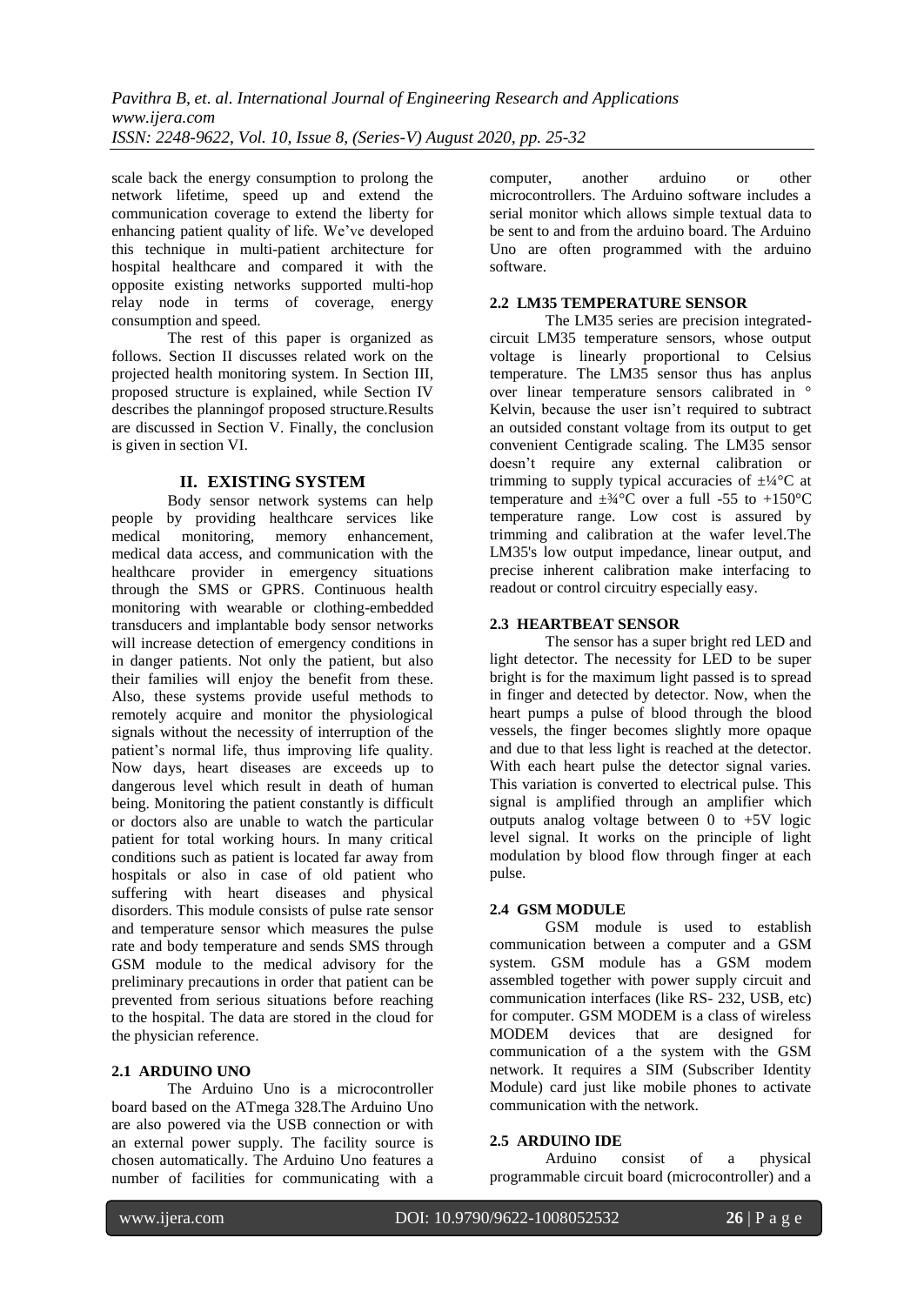scale back the energy consumption to prolong the network lifetime, speed up and extend the communication coverage to extend the liberty for enhancing patient quality of life. We've developed this technique in multi-patient architecture for hospital healthcare and compared it with the opposite existing networks supported multi-hop relay node in terms of coverage, energy consumption and speed.

The rest of this paper is organized as follows. Section II discusses related work on the projected health monitoring system. In Section III, proposed structure is explained, while Section IV describes the planningof proposed structure.Results are discussed in Section V. Finally, the conclusion is given in section VI.

## II. EXISTING SYSTEM

Body sensor network systems can help people by providing healthcare services like medical monitoring, memory enhancement, medical data access, and communication with the healthcare provider in emergency situations through the SMS or GPRS. Continuous health monitoring with wearable or clothing-embedded transducers and implantable body sensor networks will increase detection of emergency conditions in in danger patients. Not only the patient, but also their families will enjoy the benefit from these. Also, these systems provide useful methods to remotely acquire and monitor the physiological signals without the necessity of interruption of the patient's normal life, thus improving life quality. Now days, heart diseases are exceeds up to dangerous level which result in death of human being. Monitoring the patient constantly is difficult or doctors also are unable to watch the particular patient for total working hours. In many critical conditions such as patient is located far away from hospitals or also in case of old patient who suffering with heart diseases and physical disorders. This module consists of pulse rate sensor and temperature sensor which measures the pulse rate and body temperature and sends SMS through GSM module to the medical advisory for the preliminary precautions in order that patient can be prevented from serious situations before reaching to the hospital. The data are stored in the cloud for the physician reference.

### 2.1 ARDUINO UNO

The Arduino Uno is a microcontroller board based on the ATmega 328.The Arduino Uno are also powered via the USB connection or with an external power supply. The facility source is chosen automatically. The Arduino Uno features a number of facilities for communicating with a computer, another arduino or other microcontrollers. The Arduino software includes a serial monitor which allows simple textual data to be sent to and from the arduino board. The Arduino Uno are often programmed with the arduino software.

### 2.2 LM35 TEMPERATURE SENSOR

The LM35 series are precision integrated-circuit LM35 temperature sensors, whose output voltage is linearly proportional to Celsius temperature. The LM35 sensor thus has anplus over linear temperature sensors calibrated in ° Kelvin, because the user isn't required to subtract an outsided constant voltage from its output to get convenient Centigrade scaling. The LM35 sensor doesn't require any external calibration or trimming to supply typical accuracies of ±¼°C at temperature and ±¾°C over a full -55 to +150°C temperature range. Low cost is assured by trimming and calibration at the wafer level.The LM35's low output impedance, linear output, and precise inherent calibration make interfacing to readout or control circuitry especially easy.

### 2.3 HEARTBEAT SENSOR

The sensor has a super bright red LED and light detector. The necessity for LED to be super bright is for the maximum light passed is to spread in finger and detected by detector. Now, when the heart pumps a pulse of blood through the blood vessels, the finger becomes slightly more opaque and due to that less light is reached at the detector. With each heart pulse the detector signal varies. This variation is converted to electrical pulse. This signal is amplified through an amplifier which outputs analog voltage between 0 to +5V logic level signal. It works on the principle of light modulation by blood flow through finger at each pulse.

### 2.4 GSM MODULE

GSM module is used to establish communication between a computer and a GSM system. GSM module has a GSM modem assembled together with power supply circuit and communication interfaces (like RS- 232, USB, etc) for computer. GSM MODEM is a class of wireless MODEM devices that are designed for communication of a the system with the GSM network. It requires a SIM (Subscriber Identity Module) card just like mobile phones to activate communication with the network.

### 2.5 ARDUINO IDE

Arduino consist of a physical programmable circuit board (microcontroller) and a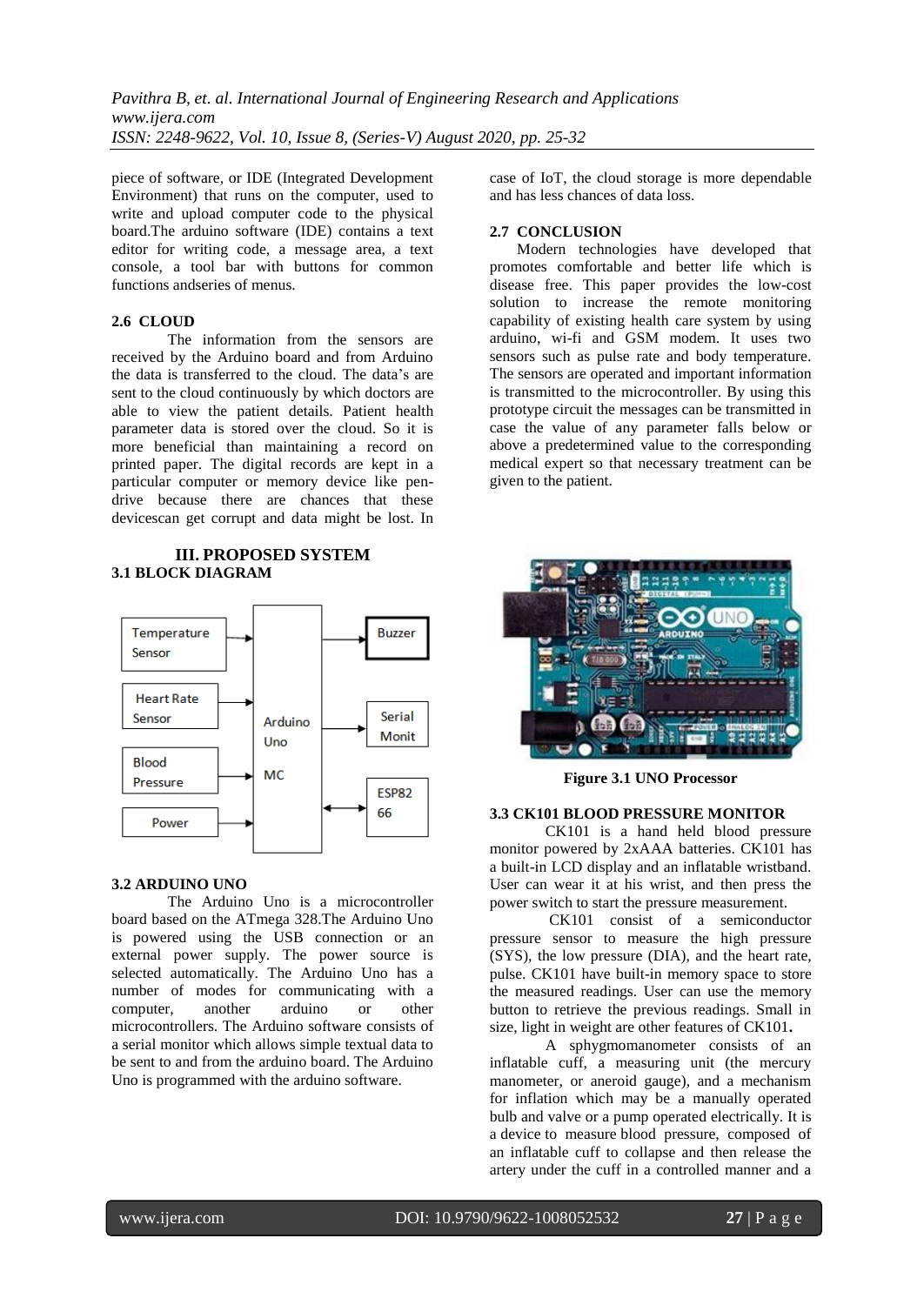piece of software, or IDE (Integrated Development Environment) that runs on the computer, used to write and upload computer code to the physical board.The arduino software (IDE) contains a text editor for writing code, a message area, a text console, a tool bar with buttons for common functions andseries of menus.

### 2.6 CLOUD

The information from the sensors are received by the Arduino board and from Arduino the data is transferred to the cloud. The data's are sent to the cloud continuously by which doctors are able to view the patient details. Patient health parameter data is stored over the cloud. So it is more beneficial than maintaining a record on printed paper. The digital records are kept in a particular computer or memory device like pen-drive because there are chances that these devicescan get corrupt and data might be lost. In case of IoT, the cloud storage is more dependable and has less chances of data loss.

### 2.7 CONCLUSION

Modern technologies have developed that promotes comfortable and better life which is disease free. This paper provides the low-cost solution to increase the remote monitoring capability of existing health care system by using arduino, wi-fi and GSM modem. It uses two sensors such as pulse rate and body temperature. The sensors are operated and important information is transmitted to the microcontroller. By using this prototype circuit the messages can be transmitted in case the value of any parameter falls below or above a predetermined value to the corresponding medical expert so that necessary treatment can be given to the patient.

## III. PROPOSED SYSTEM

### 3.1 BLOCK DIAGRAM

Temperature Sensor → Arduino Uno MC
Heart Rate Sensor → Arduino Uno MC
Blood Pressure → Arduino Uno MC
Power → Arduino Uno MC
Arduino Uno MC → Buzzer
Arduino Uno MC → Serial Monit
Arduino Uno MC ↔ ESP8266

### 3.2 ARDUINO UNO

The Arduino Uno is a microcontroller board based on the ATmega 328.The Arduino Uno is powered using the USB connection or an external power supply. The power source is selected automatically. The Arduino Uno has a number of modes for communicating with a computer, another arduino or other microcontrollers. The Arduino software consists of a serial monitor which allows simple textual data to be sent to and from the arduino board. The Arduino Uno is programmed with the arduino software.

**Figure 3.1 UNO Processor**

### 3.3 CK101 BLOOD PRESSURE MONITOR

CK101 is a hand held blood pressure monitor powered by 2xAAA batteries. CK101 has a built-in LCD display and an inflatable wristband. User can wear it at his wrist, and then press the power switch to start the pressure measurement.

CK101 consist of a semiconductor pressure sensor to measure the high pressure (SYS), the low pressure (DIA), and the heart rate, pulse. CK101 have built-in memory space to store the measured readings. User can use the memory button to retrieve the previous readings. Small in size, light in weight are other features of CK101**.**

A sphygmomanometer consists of an inflatable cuff, a measuring unit (the mercury manometer, or aneroid gauge), and a mechanism for inflation which may be a manually operated bulb and valve or a pump operated electrically. It is a device to measure blood pressure, composed of an inflatable cuff to collapse and then release the artery under the cuff in a controlled manner and a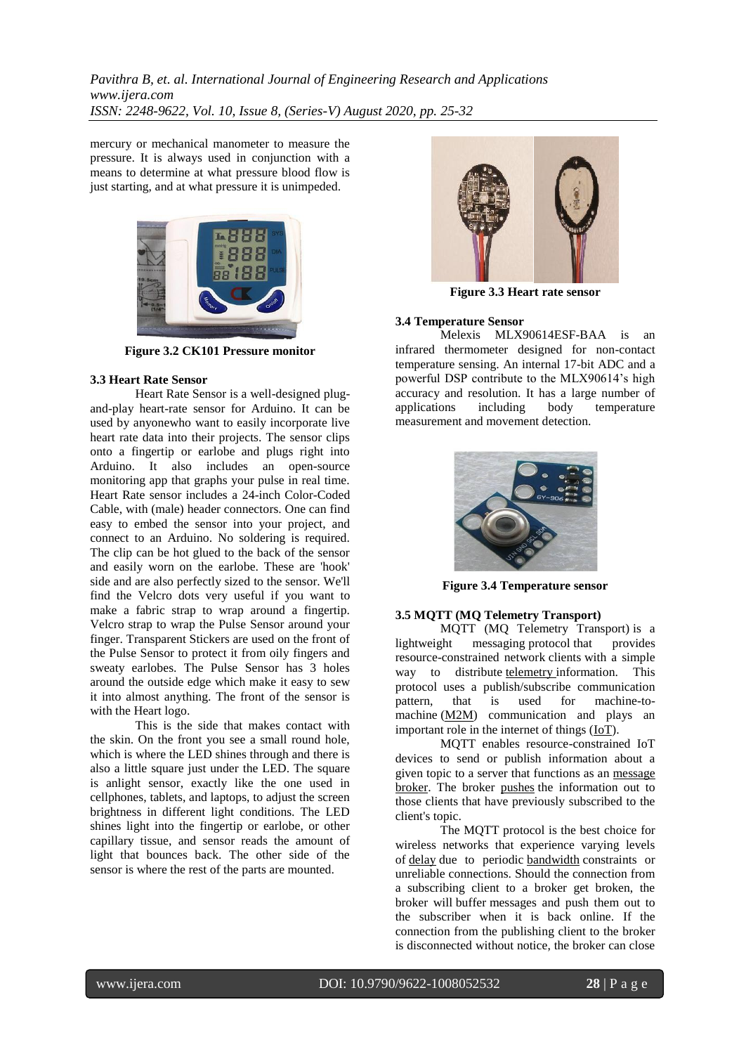mercury or mechanical manometer to measure the pressure. It is always used in conjunction with a means to determine at what pressure blood flow is just starting, and at what pressure it is unimpeded.

**Figure 3.2 CK101 Pressure monitor**

### 3.3 Heart Rate Sensor

Heart Rate Sensor is a well-designed plug-and-play heart-rate sensor for Arduino. It can be used by anyonewho want to easily incorporate live heart rate data into their projects. The sensor clips onto a fingertip or earlobe and plugs right into Arduino. It also includes an open-source monitoring app that graphs your pulse in real time. Heart Rate sensor includes a 24-inch Color-Coded Cable, with (male) header connectors. One can find easy to embed the sensor into your project, and connect to an Arduino. No soldering is required. The clip can be hot glued to the back of the sensor and easily worn on the earlobe. These are 'hook' side and are also perfectly sized to the sensor. We'll find the Velcro dots very useful if you want to make a fabric strap to wrap around a fingertip. Velcro strap to wrap the Pulse Sensor around your finger. Transparent Stickers are used on the front of the Pulse Sensor to protect it from oily fingers and sweaty earlobes. The Pulse Sensor has 3 holes around the outside edge which make it easy to sew it into almost anything. The front of the sensor is with the Heart logo.

This is the side that makes contact with the skin. On the front you see a small round hole, which is where the LED shines through and there is also a little square just under the LED. The square is anlight sensor, exactly like the one used in cellphones, tablets, and laptops, to adjust the screen brightness in different light conditions. The LED shines light into the fingertip or earlobe, or other capillary tissue, and sensor reads the amount of light that bounces back. The other side of the sensor is where the rest of the parts are mounted.

**Figure 3.3 Heart rate sensor**

### 3.4 Temperature Sensor

Melexis MLX90614ESF-BAA is an infrared thermometer designed for non-contact temperature sensing. An internal 17-bit ADC and a powerful DSP contribute to the MLX90614's high accuracy and resolution. It has a large number of applications including body temperature measurement and movement detection.

**Figure 3.4 Temperature sensor**

### 3.5 MQTT (MQ Telemetry Transport)

MQTT (MQ Telemetry Transport) is a lightweight messaging protocol that provides resource-constrained network clients with a simple way to distribute telemetry information. This protocol uses a publish/subscribe communication pattern, that is used for machine-to-machine (M2M) communication and plays an important role in the internet of things (IoT).

MQTT enables resource-constrained IoT devices to send or publish information about a given topic to a server that functions as an message broker. The broker pushes the information out to those clients that have previously subscribed to the client's topic.

The MQTT protocol is the best choice for wireless networks that experience varying levels of delay due to periodic bandwidth constraints or unreliable connections. Should the connection from a subscribing client to a broker get broken, the broker will buffer messages and push them out to the subscriber when it is back online. If the connection from the publishing client to the broker is disconnected without notice, the broker can close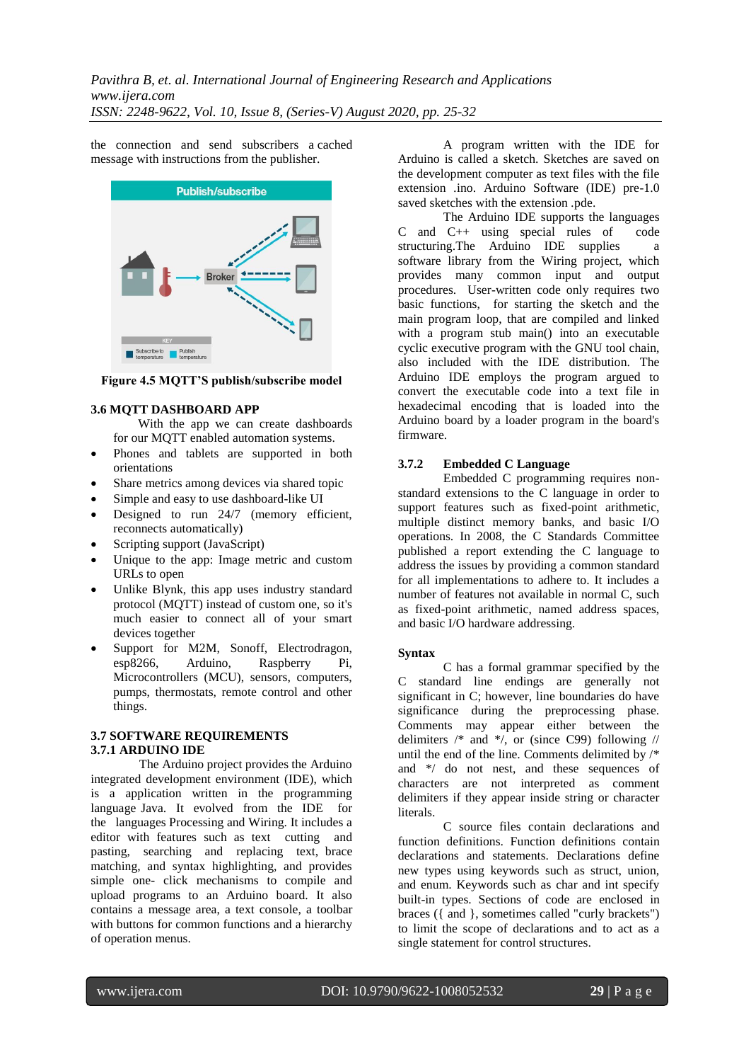the connection and send subscribers a cached message with instructions from the publisher.

**Figure 4.5 MQTT'S publish/subscribe model**

### 3.6 MQTT DASHBOARD APP

With the app we can create dashboards for our MQTT enabled automation systems.

- Phones and tablets are supported in both orientations
- Share metrics among devices via shared topic
- Simple and easy to use dashboard-like UI
- Designed to run 24/7 (memory efficient, reconnects automatically)
- Scripting support (JavaScript)
- Unique to the app: Image metric and custom URLs to open
- Unlike Blynk, this app uses industry standard protocol (MQTT) instead of custom one, so it's much easier to connect all of your smart devices together
- Support for M2M, Sonoff, Electrodragon, esp8266, Arduino, Raspberry Pi, Microcontrollers (MCU), sensors, computers, pumps, thermostats, remote control and other things.

### 3.7 SOFTWARE REQUIREMENTS

#### 3.7.1 ARDUINO IDE

The Arduino project provides the Arduino integrated development environment (IDE), which is a application written in the programming language Java. It evolved from the IDE for the languages Processing and Wiring. It includes a editor with features such as text cutting and pasting, searching and replacing text, brace matching, and syntax highlighting, and provides simple one- click mechanisms to compile and upload programs to an Arduino board. It also contains a message area, a text console, a toolbar with buttons for common functions and a hierarchy of operation menus.

A program written with the IDE for Arduino is called a sketch. Sketches are saved on the development computer as text files with the file extension .ino. Arduino Software (IDE) pre-1.0 saved sketches with the extension .pde.

The Arduino IDE supports the languages C and C++ using special rules of code structuring.The Arduino IDE supplies a software library from the Wiring project, which provides many common input and output procedures. User-written code only requires two basic functions, for starting the sketch and the main program loop, that are compiled and linked with a program stub main() into an executable cyclic executive program with the GNU tool chain, also included with the IDE distribution. The Arduino IDE employs the program argued to convert the executable code into a text file in hexadecimal encoding that is loaded into the Arduino board by a loader program in the board's firmware.

#### 3.7.2 Embedded C Language

Embedded C programming requires non-standard extensions to the C language in order to support features such as fixed-point arithmetic, multiple distinct memory banks, and basic I/O operations. In 2008, the C Standards Committee published a report extending the C language to address the issues by providing a common standard for all implementations to adhere to. It includes a number of features not available in normal C, such as fixed-point arithmetic, named address spaces, and basic I/O hardware addressing.

**Syntax**

C has a formal grammar specified by the C standard line endings are generally not significant in C; however, line boundaries do have significance during the preprocessing phase. Comments may appear either between the delimiters /* and */, or (since C99) following // until the end of the line. Comments delimited by /* and */ do not nest, and these sequences of characters are not interpreted as comment delimiters if they appear inside string or character literals.

C source files contain declarations and function definitions. Function definitions contain declarations and statements. Declarations define new types using keywords such as struct, union, and enum. Keywords such as char and int specify built-in types. Sections of code are enclosed in braces ({ and }, sometimes called "curly brackets") to limit the scope of declarations and to act as a single statement for control structures.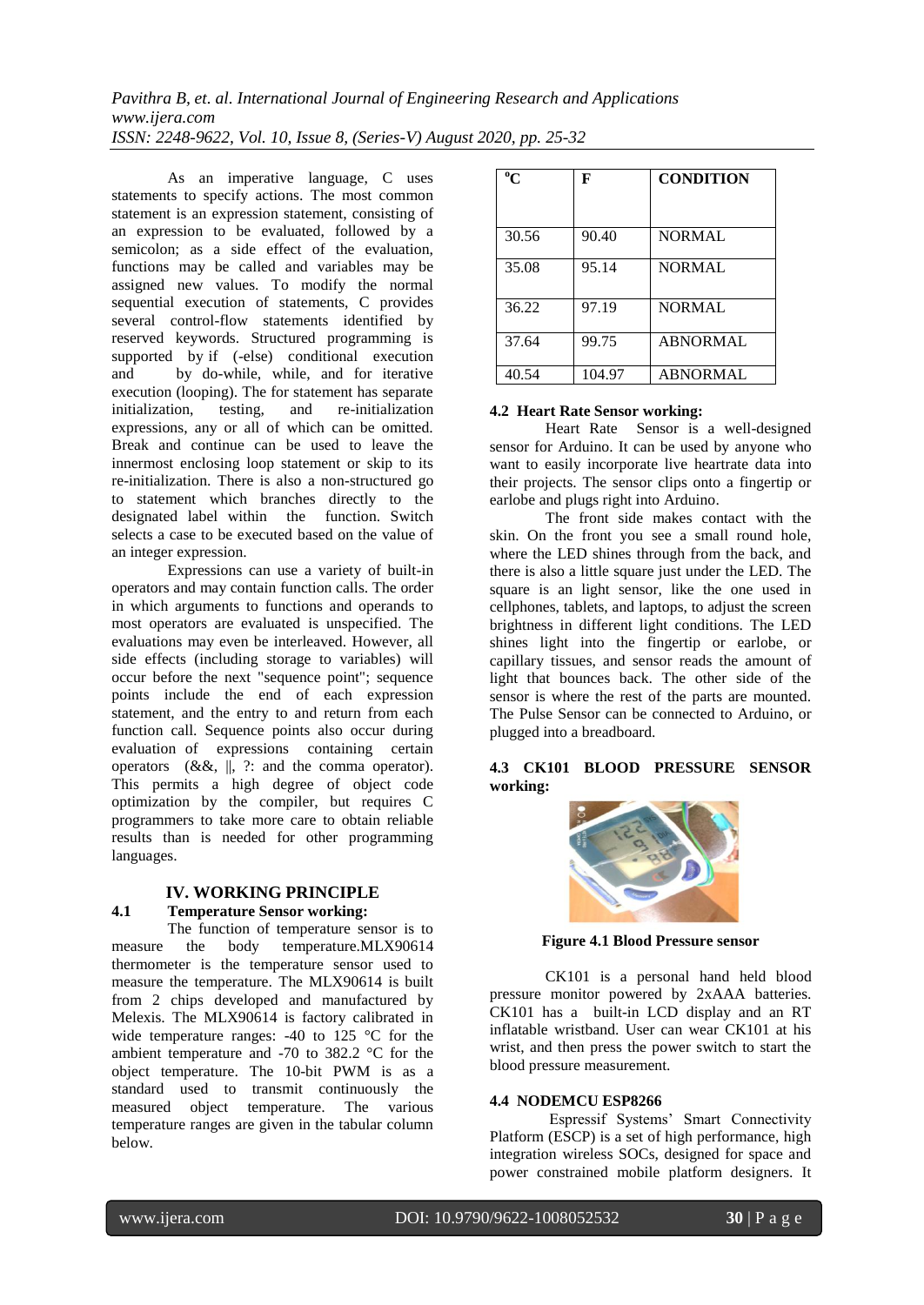As an imperative language, C uses statements to specify actions. The most common statement is an expression statement, consisting of an expression to be evaluated, followed by a semicolon; as a side effect of the evaluation, functions may be called and variables may be assigned new values. To modify the normal sequential execution of statements, C provides several control-flow statements identified by reserved keywords. Structured programming is supported by if (-else) conditional execution and by do-while, while, and for iterative execution (looping). The for statement has separate initialization, testing, and re-initialization expressions, any or all of which can be omitted. Break and continue can be used to leave the innermost enclosing loop statement or skip to its re-initialization. There is also a non-structured go to statement which branches directly to the designated label within the function. Switch selects a case to be executed based on the value of an integer expression.

Expressions can use a variety of built-in operators and may contain function calls. The order in which arguments to functions and operands to most operators are evaluated is unspecified. The evaluations may even be interleaved. However, all side effects (including storage to variables) will occur before the next "sequence point"; sequence points include the end of each expression statement, and the entry to and return from each function call. Sequence points also occur during evaluation of expressions containing certain operators (&&, ||, ?: and the comma operator). This permits a high degree of object code optimization by the compiler, but requires C programmers to take more care to obtain reliable results than is needed for other programming languages.

## IV. WORKING PRINCIPLE

### 4.1 Temperature Sensor working:

The function of the temperature sensor is to measure the body temperature.MLX90614 thermometer is the temperature sensor used to measure the temperature. The MLX90614 is built from 2 chips developed and manufactured by Melexis. The MLX90614 is factory calibrated in wide temperature ranges: -40 to 125 °C for the ambient temperature and -70 to 382.2 °C for the object temperature. The 10-bit PWM is as a standard used to transmit continuously the measured object temperature. The various temperature ranges are given in the tabular column below.

| °C | F | CONDITION |
|---|---|---|
| 30.56 | 90.40 | NORMAL |
| 35.08 | 95.14 | NORMAL |
| 36.22 | 97.19 | NORMAL |
| 37.64 | 99.75 | ABNORMAL |
| 40.54 | 104.97 | ABNORMAL |

### 4.2 Heart Rate Sensor working:

Heart Rate Sensor is a well-designed sensor for Arduino. It can be used by anyone who want to easily incorporate live heartrate data into their projects. The sensor clips onto a fingertip or earlobe and plugs right into Arduino.

The front side makes contact with the skin. On the front you see a small round hole, where the LED shines through from the back, and there is also a little square just under the LED. The square is an light sensor, like the one used in cellphones, tablets, and laptops, to adjust the screen brightness in different light conditions. The LED shines light into the fingertip or earlobe, or capillary tissues, and sensor reads the amount of light that bounces back. The other side of the sensor is where the rest of the parts are mounted. The Pulse Sensor can be connected to Arduino, or plugged into a breadboard.

### 4.3 CK101 BLOOD PRESSURE SENSOR working:

**Figure 4.1 Blood Pressure sensor**

CK101 is a personal hand held blood pressure monitor powered by 2xAAA batteries. CK101 has a built-in LCD display and an RT inflatable wristband. User can wear CK101 at his wrist, and then press the power switch to start the blood pressure measurement.

### 4.4 NODEMCU ESP8266

Espressif Systems' Smart Connectivity Platform (ESCP) is a set of high performance, high integration wireless SOCs, designed for space and power constrained mobile platform designers. It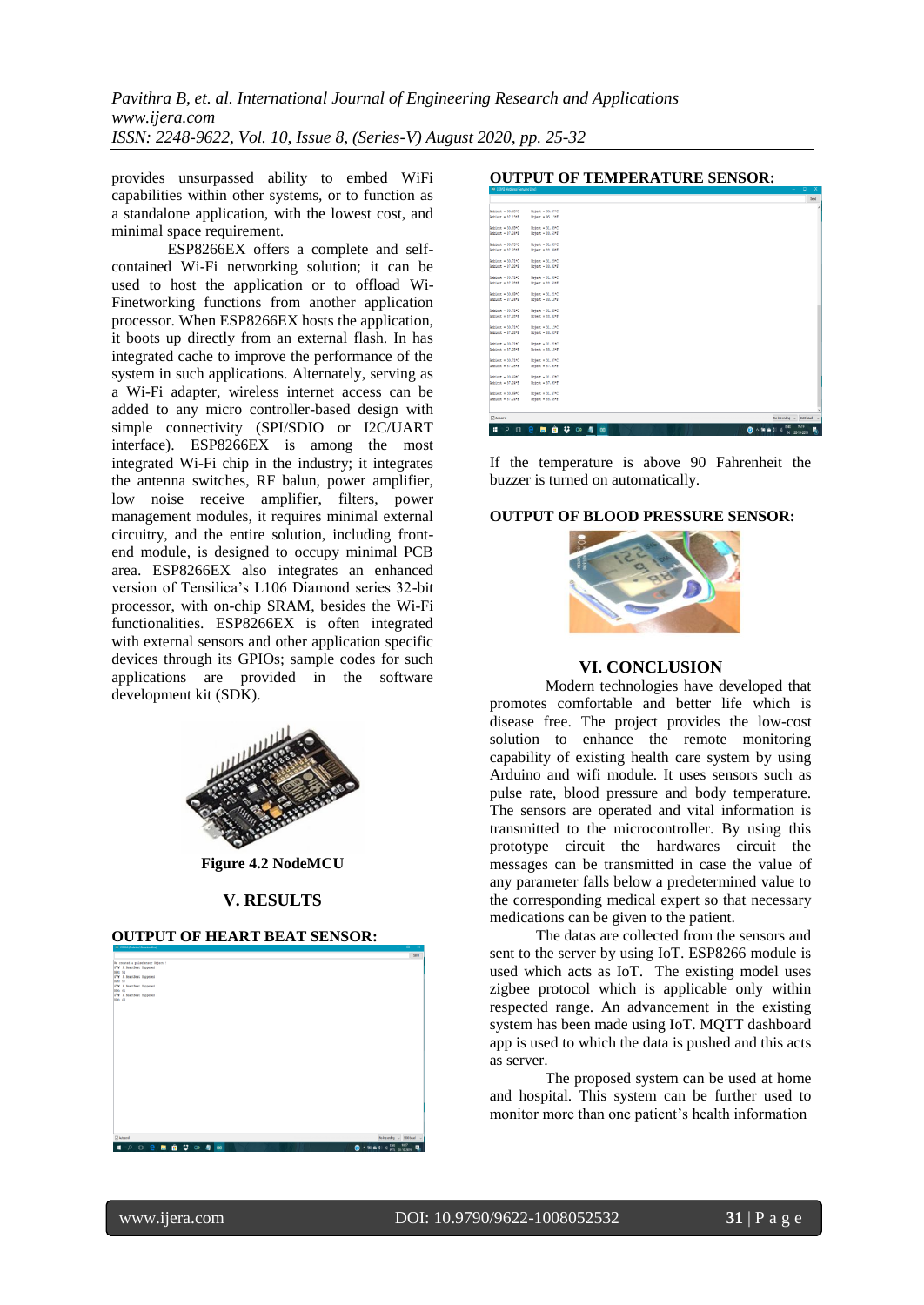provides unsurpassed ability to embed WiFi capabilities within other systems, or to function as a standalone application, with the lowest cost, and minimal space requirement.

ESP8266EX offers a complete and self-contained Wi-Fi networking solution; it can be used to host the application or to offload Wi-Finetworking functions from another application processor. When ESP8266EX hosts the application, it boots up directly from an external flash. In has integrated cache to improve the performance of the system in such applications. Alternately, serving as a Wi-Fi adapter, wireless internet access can be added to any micro controller-based design with simple connectivity (SPI/SDIO or I2C/UART interface). ESP8266EX is among the most integrated Wi-Fi chip in the industry; it integrates the antenna switches, RF balun, power amplifier, low noise receive amplifier, filters, power management modules, it requires minimal external circuitry, and the entire solution, including front-end module, is designed to occupy minimal PCB area. ESP8266EX also integrates an enhanced version of Tensilica's L106 Diamond series 32-bit processor, with on-chip SRAM, besides the Wi-Fi functionalities. ESP8266EX is often integrated with external sensors and other application specific devices through its GPIOs; sample codes for such applications are provided in the software development kit (SDK).

**Figure 4.2 NodeMCU**

## V. RESULTS

**OUTPUT OF HEART BEAT SENSOR:**

**OUTPUT OF TEMPERATURE SENSOR:**

If the temperature is above 90 Fahrenheit the buzzer is turned on automatically.

**OUTPUT OF BLOOD PRESSURE SENSOR:**

## VI. CONCLUSION

Modern technologies have developed that promotes comfortable and better life which is disease free. The project provides the low-cost solution to enhance the remote monitoring capability of existing health care system by using Arduino and wifi module. It uses sensors such as pulse rate, blood pressure and body temperature. The sensors are operated and vital information is transmitted to the microcontroller. By using this prototype circuit the hardwares circuit the messages can be transmitted in case the value of any parameter falls below a predetermined value to the corresponding medical expert so that necessary medications can be given to the patient.

The datas are collected from the sensors and sent to the server by using IoT. ESP8266 module is used which acts as IoT. The existing model uses zigbee protocol which is applicable only within respected range. An advancement in the existing system has been made using IoT. MQTT dashboard app is used to which the data is pushed and this acts as server.

The proposed system can be used at home and hospital. This system can be further used to monitor more than one patient's health information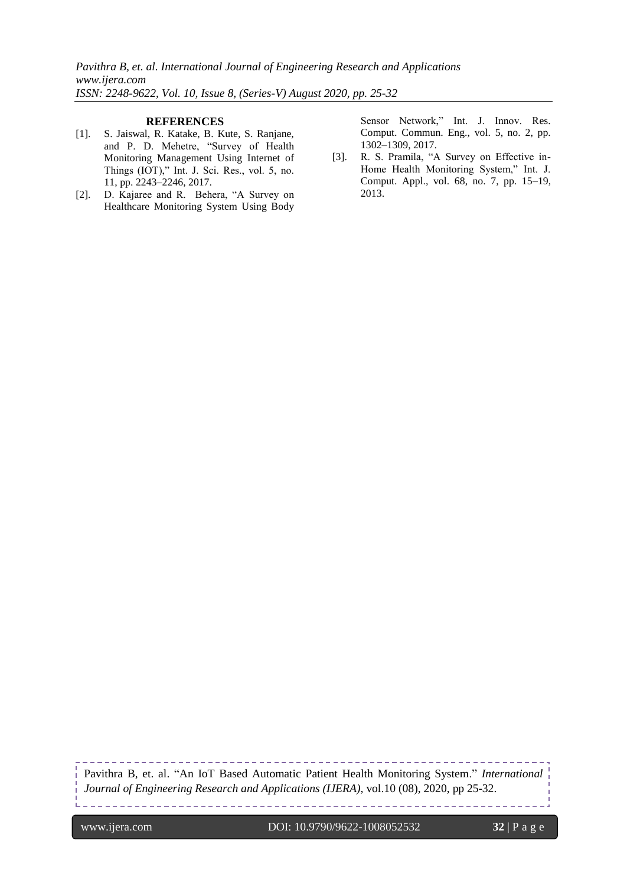## REFERENCES

[1]. S. Jaiswal, R. Katake, B. Kute, S. Ranjane, and P. D. Mehetre, "Survey of Health Monitoring Management Using Internet of Things (IOT)," Int. J. Sci. Res., vol. 5, no. 11, pp. 2243–2246, 2017.

[2]. D. Kajaree and R. Behera, "A Survey on Healthcare Monitoring System Using Body Sensor Network," Int. J. Innov. Res. Comput. Commun. Eng., vol. 5, no. 2, pp. 1302–1309, 2017.

[3]. R. S. Pramila, "A Survey on Effective in-Home Health Monitoring System," Int. J. Comput. Appl., vol. 68, no. 7, pp. 15–19, 2013.

Pavithra B, et. al. "An IoT Based Automatic Patient Health Monitoring System." *International Journal of Engineering Research and Applications (IJERA)*, vol.10 (08), 2020, pp 25-32.